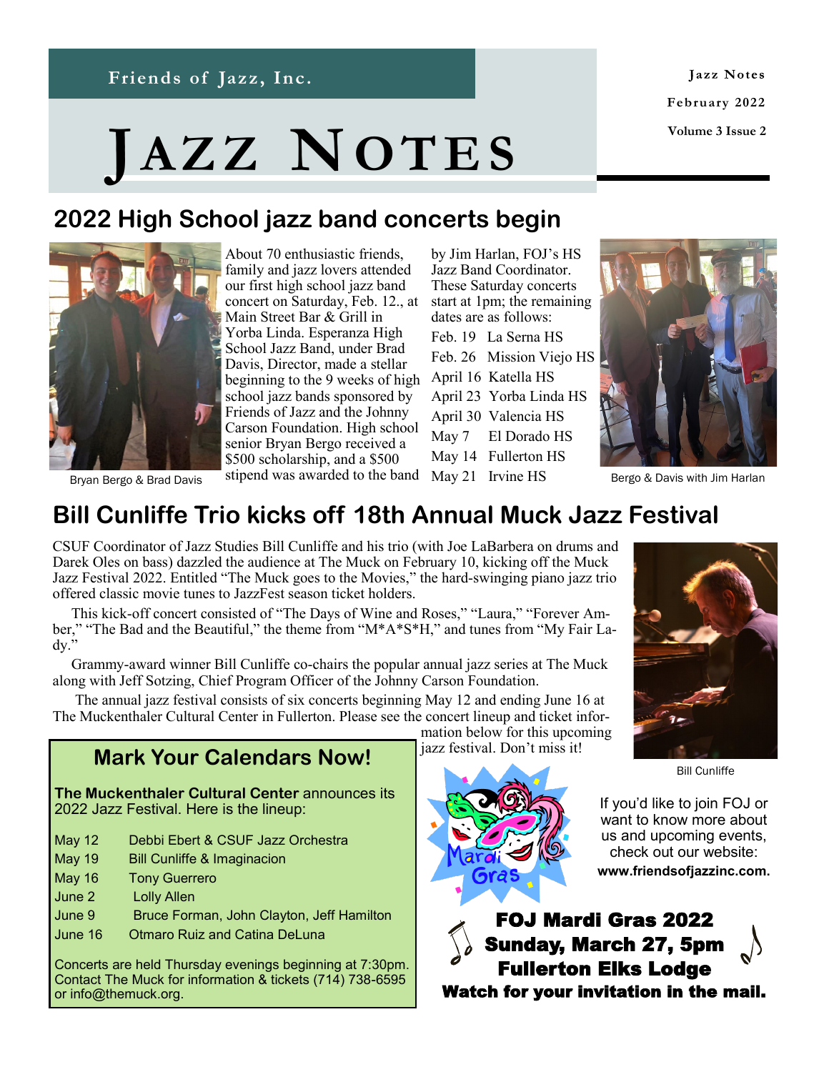Friends of Jazz, Inc.

# JAZZ NOTES

Jazz Notes

February 2022

Volume 3 Issue 2

## 2022 High School jazz band concerts begin

Bryan Bergo & Brad Davis

About 70 enthusiastic friends, family and jazz lovers attended our first high school jazz band concert on Saturday, Feb. 12., at Main Street Bar & Grill in Yorba Linda. Esperanza High School Jazz Band, under Brad Davis, Director, made a stellar beginning to the 9 weeks of high school jazz bands sponsored by Friends of Jazz and the Johnny Carson Foundation. High school senior Bryan Bergo received a $500 scholarship, and a $500 stipend was awarded to the band by Jim Harlan, FOJ's HS Jazz Band Coordinator. These Saturday concerts start at 1pm; the remaining dates are as follows:

- Feb. 19 La Serna HS
- Feb. 26 Mission Viejo HS
- April 16 Katella HS
- April 23 Yorba Linda HS
- April 30 Valencia HS
- May 7 El Dorado HS
- May 14 Fullerton HS
- May 21 Irvine HS

Bergo & Davis with Jim Harlan

## Bill Cunliffe Trio kicks off 18th Annual Muck Jazz Festival

CSUF Coordinator of Jazz Studies Bill Cunliffe and his trio (with Joe LaBarbera on drums and Darek Oles on bass) dazzled the audience at The Muck on February 10, kicking off the Muck Jazz Festival 2022. Entitled "The Muck goes to the Movies," the hard-swinging piano jazz trio offered classic movie tunes to JazzFest season ticket holders.

This kick-off concert consisted of "The Days of Wine and Roses," "Laura," "Forever Amber," "The Bad and the Beautiful," the theme from "M*A*S*H," and tunes from "My Fair Lady."

Grammy-award winner Bill Cunliffe co-chairs the popular annual jazz series at The Muck along with Jeff Sotzing, Chief Program Officer of the Johnny Carson Foundation.

The annual jazz festival consists of six concerts beginning May 12 and ending June 16 at The Muckenthaler Cultural Center in Fullerton. Please see the concert lineup and ticket information below for this upcoming jazz festival. Don't miss it!

Bill Cunliffe

### Mark Your Calendars Now!

**The Muckenthaler Cultural Center** announces its 2022 Jazz Festival. Here is the lineup:

| | |
|---|---|
| May 12 | Debbi Ebert & CSUF Jazz Orchestra |
| May 19 | Bill Cunliffe & Imaginacion |
| May 16 | Tony Guerrero |
| June 2 | Lolly Allen |
| June 9 | Bruce Forman, John Clayton, Jeff Hamilton |
| June 16 | Otmaro Ruiz and Catina DeLuna |

Concerts are held Thursday evenings beginning at 7:30pm. Contact The Muck for information & tickets (714) 738-6595 or info@themuck.org.

If you'd like to join FOJ or want to know more about us and upcoming events, check out our website: **www.friendsofjazzinc.com.**

**FOJ Mardi Gras 2022**
**Sunday, March 27, 5pm**
**Fullerton Elks Lodge**
**Watch for your invitation in the mail.**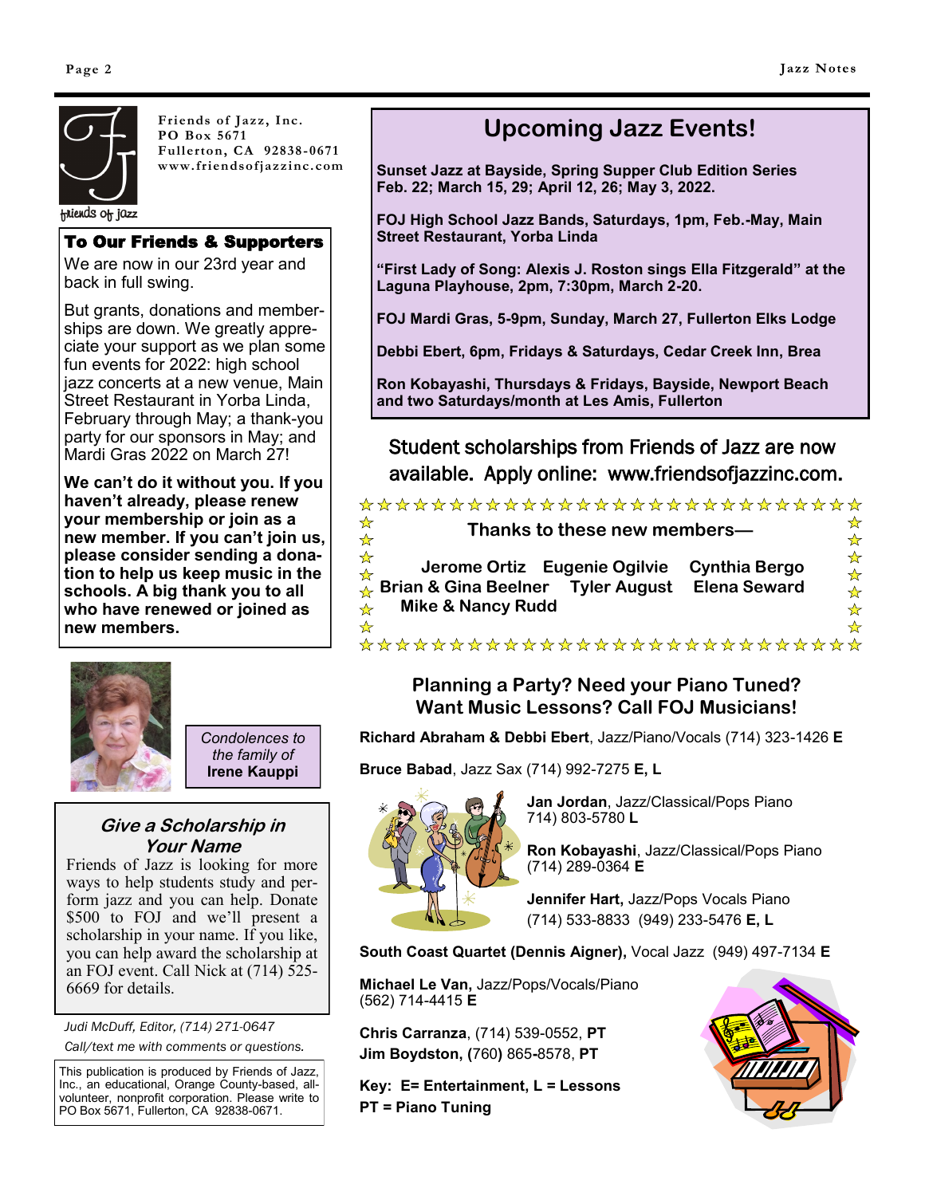**Friends of Jazz, Inc.**
PO Box 5671
Fullerton, CA 92838-0671
www.friendsofjazzinc.com

friends of jazz

## To Our Friends & Supporters

We are now in our 23rd year and back in full swing.

But grants, donations and memberships are down. We greatly appreciate your support as we plan some fun events for 2022: high school jazz concerts at a new venue, Main Street Restaurant in Yorba Linda, February through May; a thank-you party for our sponsors in May; and Mardi Gras 2022 on March 27!

**We can't do it without you. If you haven't already, please renew your membership or join as a new member. If you can't join us, please consider sending a donation to help us keep music in the schools. A big thank you to all who have renewed or joined as new members.**

*Condolences to the family of* **Irene Kauppi**

### *Give a Scholarship in Your Name*

Friends of Jazz is looking for more ways to help students study and perform jazz and you can help. Donate $500 to FOJ and we'll present a scholarship in your name. If you like, you can help award the scholarship at an FOJ event. Call Nick at (714) 525-6669 for details.

*Judi McDuff, Editor, (714) 271-0647*
*Call/text me with comments or questions.*

This publication is produced by Friends of Jazz, Inc., an educational, Orange County-based, all-volunteer, nonprofit corporation. Please write to PO Box 5671, Fullerton, CA 92838-0671.

## Upcoming Jazz Events!

**Sunset Jazz at Bayside, Spring Supper Club Edition Series Feb. 22; March 15, 29; April 12, 26; May 3, 2022.**

**FOJ High School Jazz Bands, Saturdays, 1pm, Feb.-May, Main Street Restaurant, Yorba Linda**

**"First Lady of Song: Alexis J. Roston sings Ella Fitzgerald" at the Laguna Playhouse, 2pm, 7:30pm, March 2-20.**

**FOJ Mardi Gras, 5-9pm, Sunday, March 27, Fullerton Elks Lodge**

**Debbi Ebert, 6pm, Fridays & Saturdays, Cedar Creek Inn, Brea**

**Ron Kobayashi, Thursdays & Fridays, Bayside, Newport Beach and two Saturdays/month at Les Amis, Fullerton**

Student scholarships from Friends of Jazz are now available. Apply online: www.friendsofjazzinc.com.

**Thanks to these new members—**

**Jerome Ortiz Eugenie Ogilvie Cynthia Bergo**
**Brian & Gina Beelner Tyler August Elena Seward**
**Mike & Nancy Rudd**

### Planning a Party? Need your Piano Tuned? Want Music Lessons? Call FOJ Musicians!

**Richard Abraham & Debbi Ebert**, Jazz/Piano/Vocals (714) 323-1426 **E**

**Bruce Babad**, Jazz Sax (714) 992-7275 **E, L**

**Jan Jordan**, Jazz/Classical/Pops Piano 714) 803-5780 **L**

**Ron Kobayashi**, Jazz/Classical/Pops Piano (714) 289-0364 **E**

**Jennifer Hart,** Jazz/Pops Vocals Piano (714) 533-8833 (949) 233-5476 **E, L**

**South Coast Quartet (Dennis Aigner),** Vocal Jazz (949) 497-7134 **E**

**Michael Le Van,** Jazz/Pops/Vocals/Piano (562) 714-4415 **E**

**Chris Carranza**, (714) 539-0552, **PT**
**Jim Boydston, (**760**)** 865-8578, **PT**

**Key: E= Entertainment, L = Lessons**
**PT = Piano Tuning**